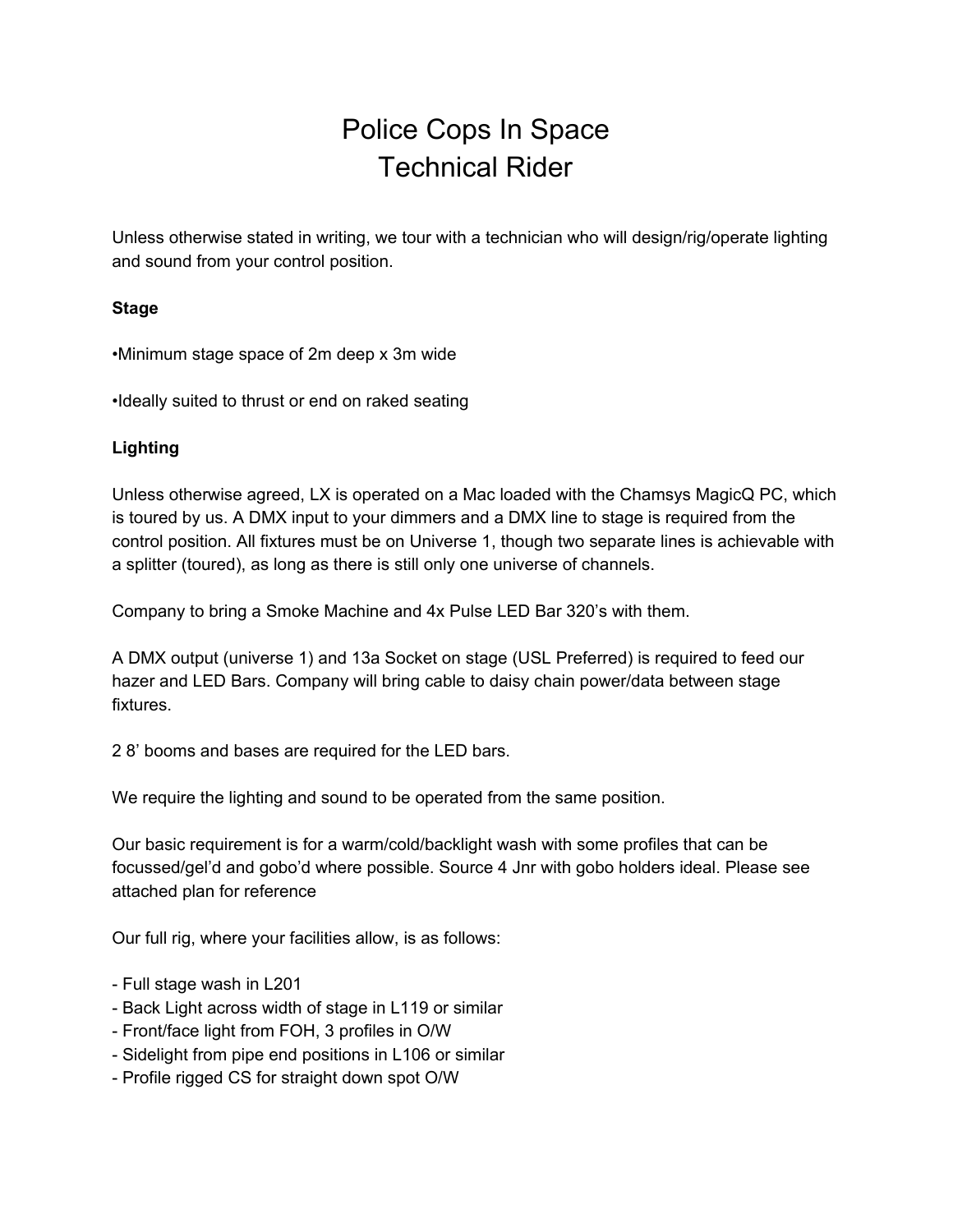# Police Cops In Space
# Technical Rider

Unless otherwise stated in writing, we tour with a technician who will design/rig/operate lighting and sound from your control position.

**Stage**

•Minimum stage space of 2m deep x 3m wide

•Ideally suited to thrust or end on raked seating

**Lighting**

Unless otherwise agreed, LX is operated on a Mac loaded with the Chamsys MagicQ PC, which is toured by us. A DMX input to your dimmers and a DMX line to stage is required from the control position. All fixtures must be on Universe 1, though two separate lines is achievable with a splitter (toured), as long as there is still only one universe of channels.

Company to bring a Smoke Machine and 4x Pulse LED Bar 320's with them.

A DMX output (universe 1) and 13a Socket on stage (USL Preferred) is required to feed our hazer and LED Bars. Company will bring cable to daisy chain power/data between stage fixtures.

2 8' booms and bases are required for the LED bars.

We require the lighting and sound to be operated from the same position.

Our basic requirement is for a warm/cold/backlight wash with some profiles that can be focussed/gel'd and gobo'd where possible. Source 4 Jnr with gobo holders ideal. Please see attached plan for reference

Our full rig, where your facilities allow, is as follows:

- Full stage wash in L201
- Back Light across width of stage in L119 or similar
- Front/face light from FOH, 3 profiles in O/W
- Sidelight from pipe end positions in L106 or similar
- Profile rigged CS for straight down spot O/W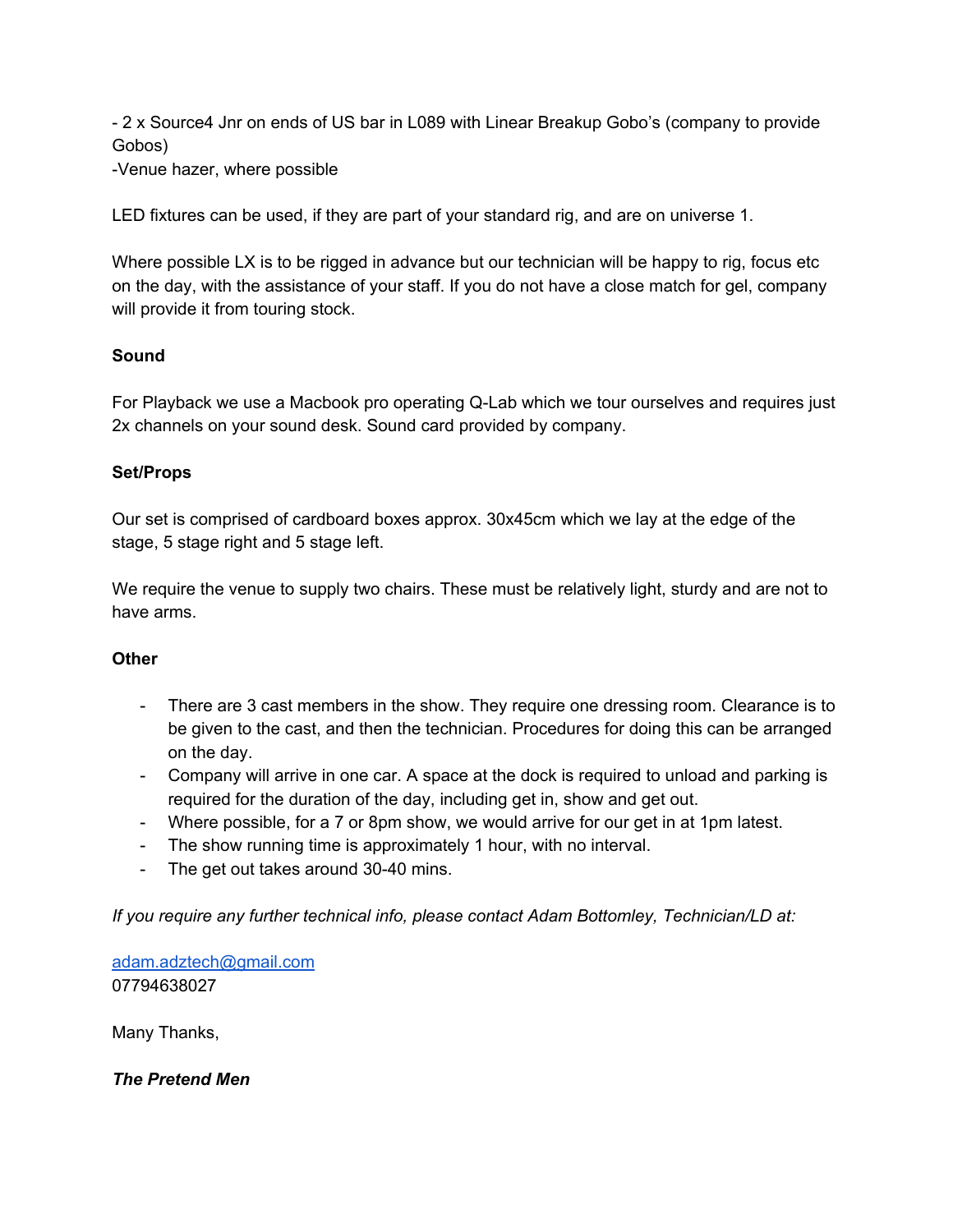- 2 x Source4 Jnr on ends of US bar in L089 with Linear Breakup Gobo's (company to provide Gobos)
-Venue hazer, where possible

LED fixtures can be used, if they are part of your standard rig, and are on universe 1.

Where possible LX is to be rigged in advance but our technician will be happy to rig, focus etc on the day, with the assistance of your staff. If you do not have a close match for gel, company will provide it from touring stock.

**Sound**

For Playback we use a Macbook pro operating Q-Lab which we tour ourselves and requires just 2x channels on your sound desk. Sound card provided by company.

**Set/Props**

Our set is comprised of cardboard boxes approx. 30x45cm which we lay at the edge of the stage, 5 stage right and 5 stage left.

We require the venue to supply two chairs. These must be relatively light, sturdy and are not to have arms.

**Other**

- There are 3 cast members in the show. They require one dressing room. Clearance is to be given to the cast, and then the technician. Procedures for doing this can be arranged on the day.
- Company will arrive in one car. A space at the dock is required to unload and parking is required for the duration of the day, including get in, show and get out.
- Where possible, for a 7 or 8pm show, we would arrive for our get in at 1pm latest.
- The show running time is approximately 1 hour, with no interval.
- The get out takes around 30-40 mins.

*If you require any further technical info, please contact Adam Bottomley, Technician/LD at:*

adam.adztech@gmail.com
07794638027

Many Thanks,

***The Pretend Men***